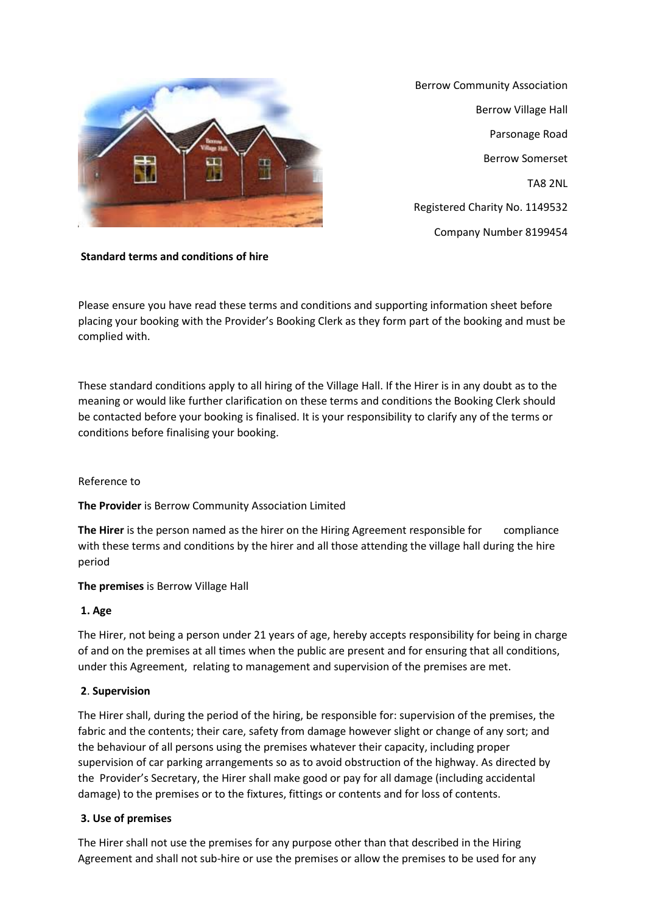Berrow Community Association

Berrow Village Hall

Parsonage Road

Berrow Somerset

TA8 2NL

Registered Charity No. 1149532

Company Number 8199454

**Standard terms and conditions of hire**

Please ensure you have read these terms and conditions and supporting information sheet before placing your booking with the Provider's Booking Clerk as they form part of the booking and must be complied with.

These standard conditions apply to all hiring of the Village Hall. If the Hirer is in any doubt as to the meaning or would like further clarification on these terms and conditions the Booking Clerk should be contacted before your booking is finalised. It is your responsibility to clarify any of the terms or conditions before finalising your booking.

Reference to

**The Provider** is Berrow Community Association Limited

**The Hirer** is the person named as the hirer on the Hiring Agreement responsible for compliance with these terms and conditions by the hirer and all those attending the village hall during the hire period

**The premises** is Berrow Village Hall

### 1. Age

The Hirer, not being a person under 21 years of age, hereby accepts responsibility for being in charge of and on the premises at all times when the public are present and for ensuring that all conditions, under this Agreement, relating to management and supervision of the premises are met.

### 2. Supervision

The Hirer shall, during the period of the hiring, be responsible for: supervision of the premises, the fabric and the contents; their care, safety from damage however slight or change of any sort; and the behaviour of all persons using the premises whatever their capacity, including proper supervision of car parking arrangements so as to avoid obstruction of the highway. As directed by the Provider's Secretary, the Hirer shall make good or pay for all damage (including accidental damage) to the premises or to the fixtures, fittings or contents and for loss of contents.

### 3. Use of premises

The Hirer shall not use the premises for any purpose other than that described in the Hiring Agreement and shall not sub-hire or use the premises or allow the premises to be used for any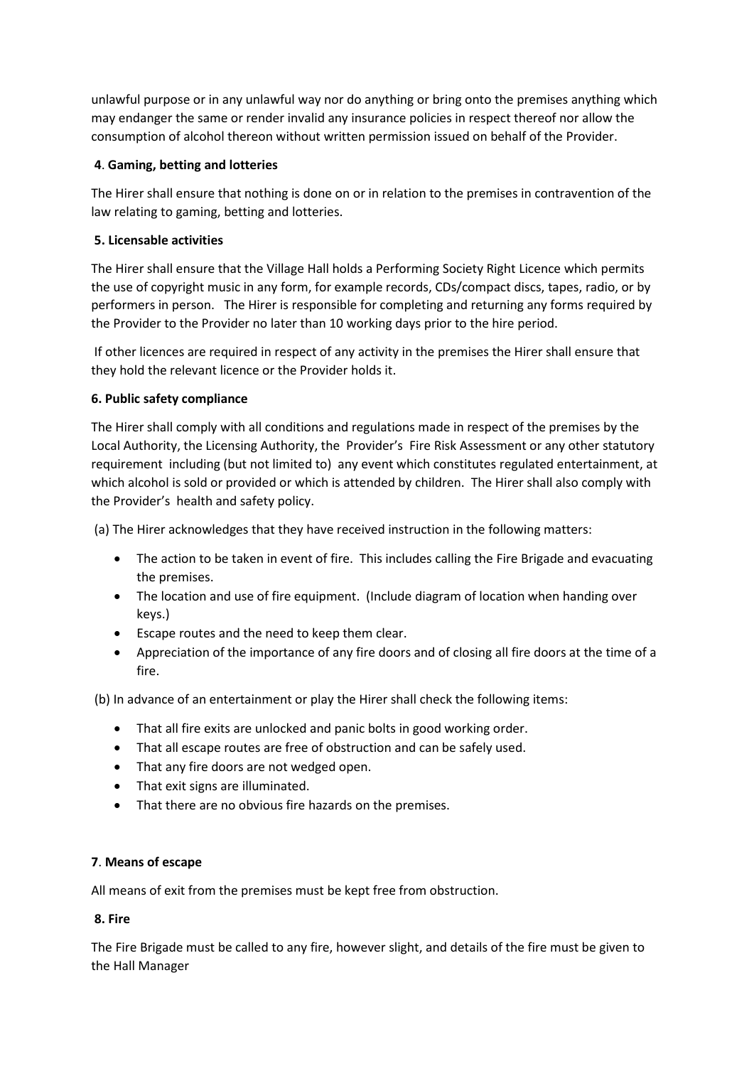unlawful purpose or in any unlawful way nor do anything or bring onto the premises anything which may endanger the same or render invalid any insurance policies in respect thereof nor allow the consumption of alcohol thereon without written permission issued on behalf of the Provider.

**4. Gaming, betting and lotteries**

The Hirer shall ensure that nothing is done on or in relation to the premises in contravention of the law relating to gaming, betting and lotteries.

**5. Licensable activities**

The Hirer shall ensure that the Village Hall holds a Performing Society Right Licence which permits the use of copyright music in any form, for example records, CDs/compact discs, tapes, radio, or by performers in person. The Hirer is responsible for completing and returning any forms required by the Provider to the Provider no later than 10 working days prior to the hire period.

If other licences are required in respect of any activity in the premises the Hirer shall ensure that they hold the relevant licence or the Provider holds it.

**6. Public safety compliance**

The Hirer shall comply with all conditions and regulations made in respect of the premises by the Local Authority, the Licensing Authority, the Provider's Fire Risk Assessment or any other statutory requirement including (but not limited to) any event which constitutes regulated entertainment, at which alcohol is sold or provided or which is attended by children. The Hirer shall also comply with the Provider's health and safety policy.

(a) The Hirer acknowledges that they have received instruction in the following matters:

- The action to be taken in event of fire. This includes calling the Fire Brigade and evacuating the premises.
- The location and use of fire equipment. (Include diagram of location when handing over keys.)
- Escape routes and the need to keep them clear.
- Appreciation of the importance of any fire doors and of closing all fire doors at the time of a fire.

(b) In advance of an entertainment or play the Hirer shall check the following items:

- That all fire exits are unlocked and panic bolts in good working order.
- That all escape routes are free of obstruction and can be safely used.
- That any fire doors are not wedged open.
- That exit signs are illuminated.
- That there are no obvious fire hazards on the premises.

**7. Means of escape**

All means of exit from the premises must be kept free from obstruction.

**8. Fire**

The Fire Brigade must be called to any fire, however slight, and details of the fire must be given to the Hall Manager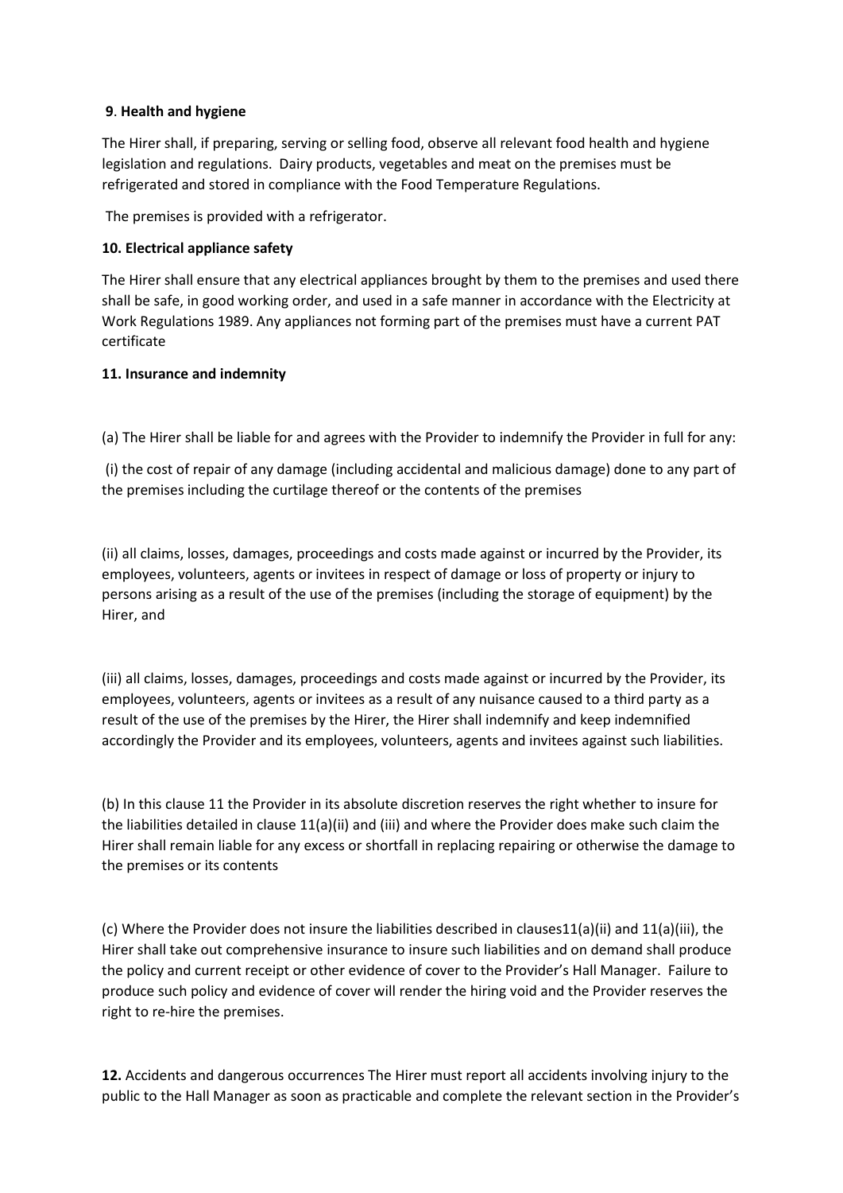**9**. **Health and hygiene**

The Hirer shall, if preparing, serving or selling food, observe all relevant food health and hygiene legislation and regulations. Dairy products, vegetables and meat on the premises must be refrigerated and stored in compliance with the Food Temperature Regulations.

The premises is provided with a refrigerator.

**10. Electrical appliance safety**

The Hirer shall ensure that any electrical appliances brought by them to the premises and used there shall be safe, in good working order, and used in a safe manner in accordance with the Electricity at Work Regulations 1989. Any appliances not forming part of the premises must have a current PAT certificate

**11. Insurance and indemnity**

(a) The Hirer shall be liable for and agrees with the Provider to indemnify the Provider in full for any:

(i) the cost of repair of any damage (including accidental and malicious damage) done to any part of the premises including the curtilage thereof or the contents of the premises

(ii) all claims, losses, damages, proceedings and costs made against or incurred by the Provider, its employees, volunteers, agents or invitees in respect of damage or loss of property or injury to persons arising as a result of the use of the premises (including the storage of equipment) by the Hirer, and

(iii) all claims, losses, damages, proceedings and costs made against or incurred by the Provider, its employees, volunteers, agents or invitees as a result of any nuisance caused to a third party as a result of the use of the premises by the Hirer, the Hirer shall indemnify and keep indemnified accordingly the Provider and its employees, volunteers, agents and invitees against such liabilities.

(b) In this clause 11 the Provider in its absolute discretion reserves the right whether to insure for the liabilities detailed in clause 11(a)(ii) and (iii) and where the Provider does make such claim the Hirer shall remain liable for any excess or shortfall in replacing repairing or otherwise the damage to the premises or its contents

(c) Where the Provider does not insure the liabilities described in clauses11(a)(ii) and 11(a)(iii), the Hirer shall take out comprehensive insurance to insure such liabilities and on demand shall produce the policy and current receipt or other evidence of cover to the Provider's Hall Manager. Failure to produce such policy and evidence of cover will render the hiring void and the Provider reserves the right to re-hire the premises.

**12.** Accidents and dangerous occurrences The Hirer must report all accidents involving injury to the public to the Hall Manager as soon as practicable and complete the relevant section in the Provider's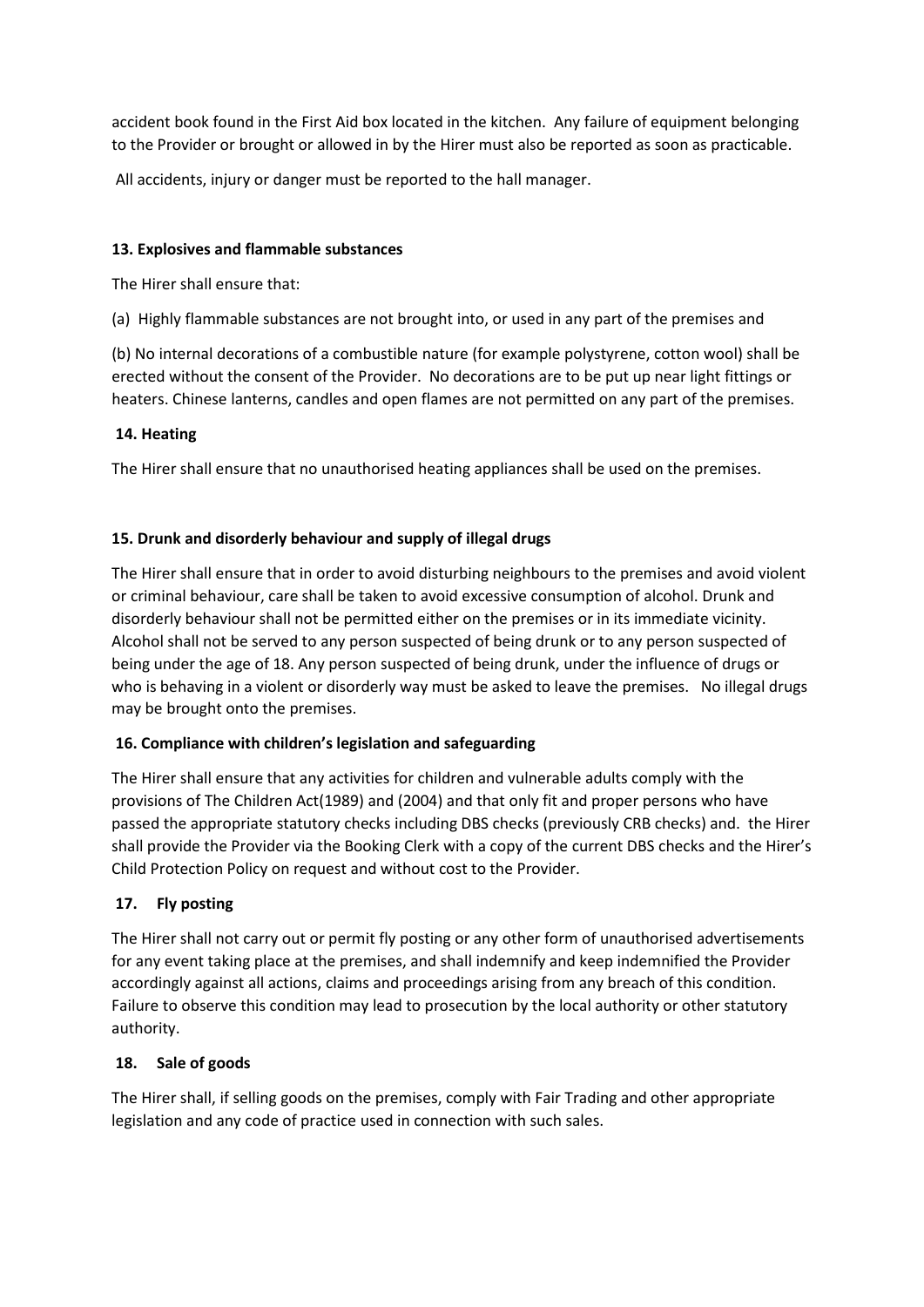accident book found in the First Aid box located in the kitchen. Any failure of equipment belonging to the Provider or brought or allowed in by the Hirer must also be reported as soon as practicable.

All accidents, injury or danger must be reported to the hall manager.

**13. Explosives and flammable substances**

The Hirer shall ensure that:

(a) Highly flammable substances are not brought into, or used in any part of the premises and

(b) No internal decorations of a combustible nature (for example polystyrene, cotton wool) shall be erected without the consent of the Provider. No decorations are to be put up near light fittings or heaters. Chinese lanterns, candles and open flames are not permitted on any part of the premises.

**14. Heating**

The Hirer shall ensure that no unauthorised heating appliances shall be used on the premises.

**15. Drunk and disorderly behaviour and supply of illegal drugs**

The Hirer shall ensure that in order to avoid disturbing neighbours to the premises and avoid violent or criminal behaviour, care shall be taken to avoid excessive consumption of alcohol. Drunk and disorderly behaviour shall not be permitted either on the premises or in its immediate vicinity. Alcohol shall not be served to any person suspected of being drunk or to any person suspected of being under the age of 18. Any person suspected of being drunk, under the influence of drugs or who is behaving in a violent or disorderly way must be asked to leave the premises. No illegal drugs may be brought onto the premises.

**16. Compliance with children's legislation and safeguarding**

The Hirer shall ensure that any activities for children and vulnerable adults comply with the provisions of The Children Act(1989) and (2004) and that only fit and proper persons who have passed the appropriate statutory checks including DBS checks (previously CRB checks) and. the Hirer shall provide the Provider via the Booking Clerk with a copy of the current DBS checks and the Hirer's Child Protection Policy on request and without cost to the Provider.

**17. Fly posting**

The Hirer shall not carry out or permit fly posting or any other form of unauthorised advertisements for any event taking place at the premises, and shall indemnify and keep indemnified the Provider accordingly against all actions, claims and proceedings arising from any breach of this condition. Failure to observe this condition may lead to prosecution by the local authority or other statutory authority.

**18. Sale of goods**

The Hirer shall, if selling goods on the premises, comply with Fair Trading and other appropriate legislation and any code of practice used in connection with such sales.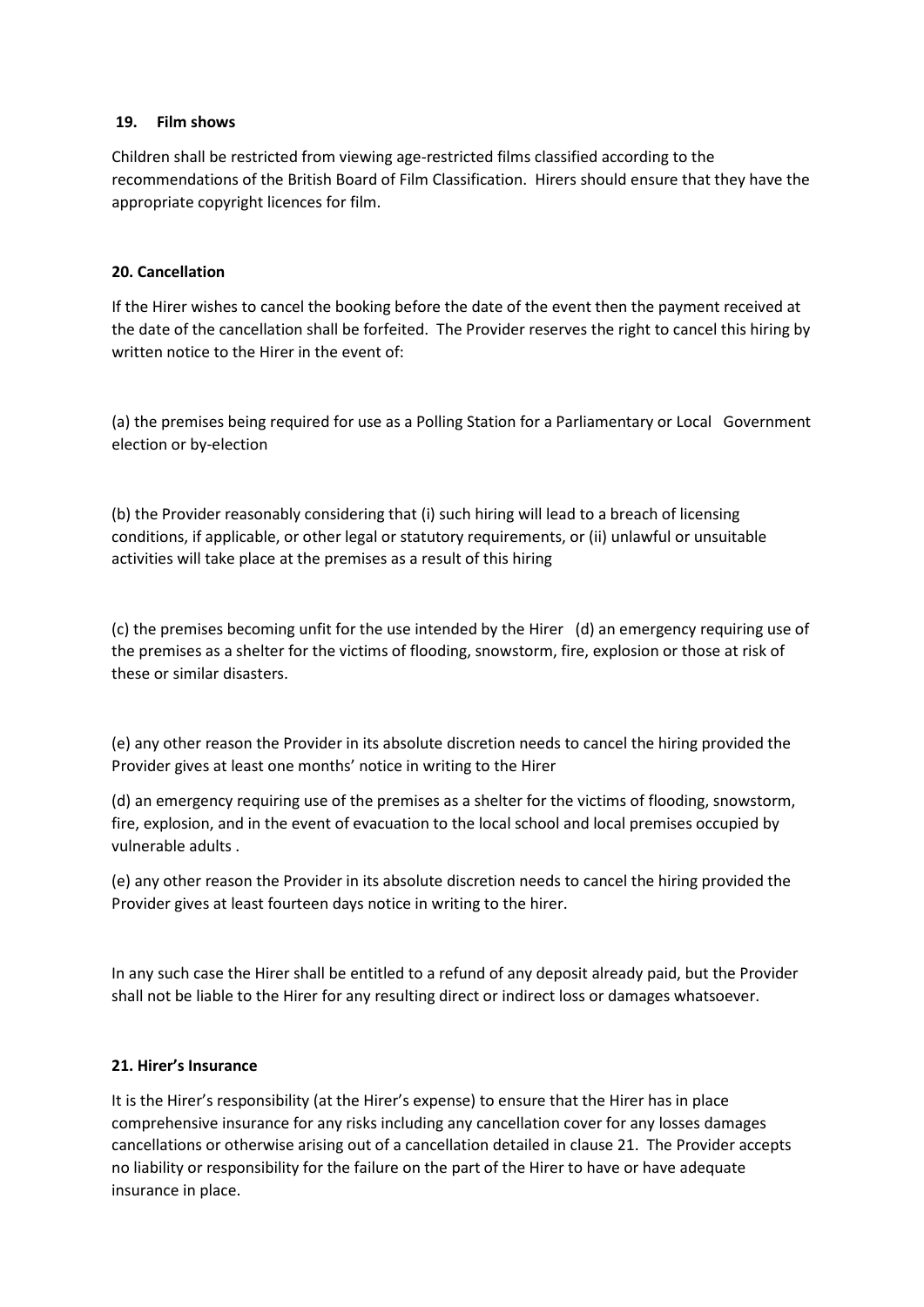## 19. Film shows

Children shall be restricted from viewing age-restricted films classified according to the recommendations of the British Board of Film Classification. Hirers should ensure that they have the appropriate copyright licences for film.

## 20. Cancellation

If the Hirer wishes to cancel the booking before the date of the event then the payment received at the date of the cancellation shall be forfeited. The Provider reserves the right to cancel this hiring by written notice to the Hirer in the event of:

(a) the premises being required for use as a Polling Station for a Parliamentary or Local Government election or by-election

(b) the Provider reasonably considering that (i) such hiring will lead to a breach of licensing conditions, if applicable, or other legal or statutory requirements, or (ii) unlawful or unsuitable activities will take place at the premises as a result of this hiring

(c) the premises becoming unfit for the use intended by the Hirer (d) an emergency requiring use of the premises as a shelter for the victims of flooding, snowstorm, fire, explosion or those at risk of these or similar disasters.

(e) any other reason the Provider in its absolute discretion needs to cancel the hiring provided the Provider gives at least one months' notice in writing to the Hirer

(d) an emergency requiring use of the premises as a shelter for the victims of flooding, snowstorm, fire, explosion, and in the event of evacuation to the local school and local premises occupied by vulnerable adults .

(e) any other reason the Provider in its absolute discretion needs to cancel the hiring provided the Provider gives at least fourteen days notice in writing to the hirer.

In any such case the Hirer shall be entitled to a refund of any deposit already paid, but the Provider shall not be liable to the Hirer for any resulting direct or indirect loss or damages whatsoever.

## 21. Hirer's Insurance

It is the Hirer's responsibility (at the Hirer's expense) to ensure that the Hirer has in place comprehensive insurance for any risks including any cancellation cover for any losses damages cancellations or otherwise arising out of a cancellation detailed in clause 21. The Provider accepts no liability or responsibility for the failure on the part of the Hirer to have or have adequate insurance in place.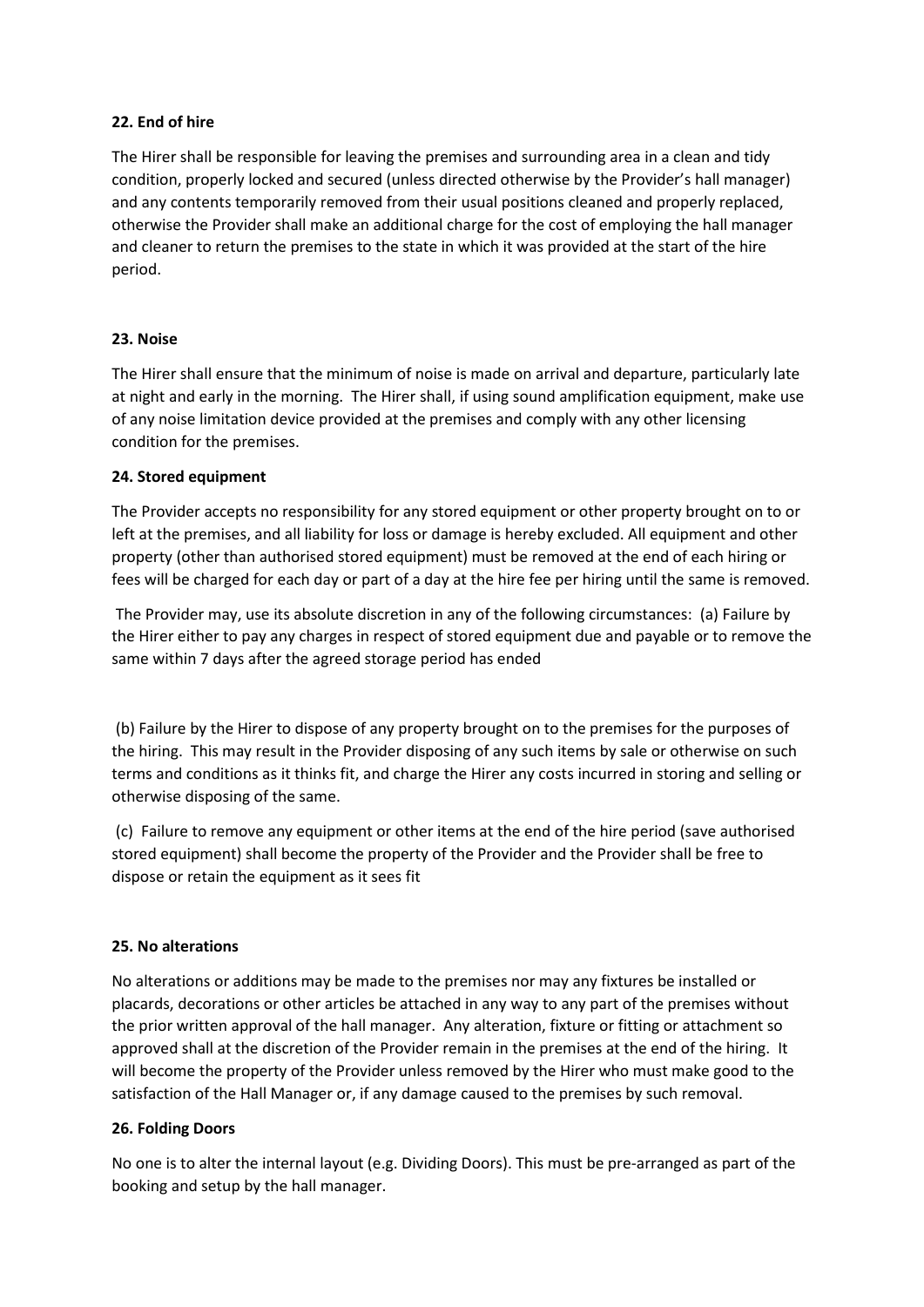**22. End of hire**

The Hirer shall be responsible for leaving the premises and surrounding area in a clean and tidy condition, properly locked and secured (unless directed otherwise by the Provider's hall manager) and any contents temporarily removed from their usual positions cleaned and properly replaced, otherwise the Provider shall make an additional charge for the cost of employing the hall manager and cleaner to return the premises to the state in which it was provided at the start of the hire period.

**23. Noise**

The Hirer shall ensure that the minimum of noise is made on arrival and departure, particularly late at night and early in the morning. The Hirer shall, if using sound amplification equipment, make use of any noise limitation device provided at the premises and comply with any other licensing condition for the premises.

**24. Stored equipment**

The Provider accepts no responsibility for any stored equipment or other property brought on to or left at the premises, and all liability for loss or damage is hereby excluded. All equipment and other property (other than authorised stored equipment) must be removed at the end of each hiring or fees will be charged for each day or part of a day at the hire fee per hiring until the same is removed.

The Provider may, use its absolute discretion in any of the following circumstances: (a) Failure by the Hirer either to pay any charges in respect of stored equipment due and payable or to remove the same within 7 days after the agreed storage period has ended

(b) Failure by the Hirer to dispose of any property brought on to the premises for the purposes of the hiring. This may result in the Provider disposing of any such items by sale or otherwise on such terms and conditions as it thinks fit, and charge the Hirer any costs incurred in storing and selling or otherwise disposing of the same.

(c) Failure to remove any equipment or other items at the end of the hire period (save authorised stored equipment) shall become the property of the Provider and the Provider shall be free to dispose or retain the equipment as it sees fit

**25. No alterations**

No alterations or additions may be made to the premises nor may any fixtures be installed or placards, decorations or other articles be attached in any way to any part of the premises without the prior written approval of the hall manager. Any alteration, fixture or fitting or attachment so approved shall at the discretion of the Provider remain in the premises at the end of the hiring. It will become the property of the Provider unless removed by the Hirer who must make good to the satisfaction of the Hall Manager or, if any damage caused to the premises by such removal.

**26. Folding Doors**

No one is to alter the internal layout (e.g. Dividing Doors). This must be pre-arranged as part of the booking and setup by the hall manager.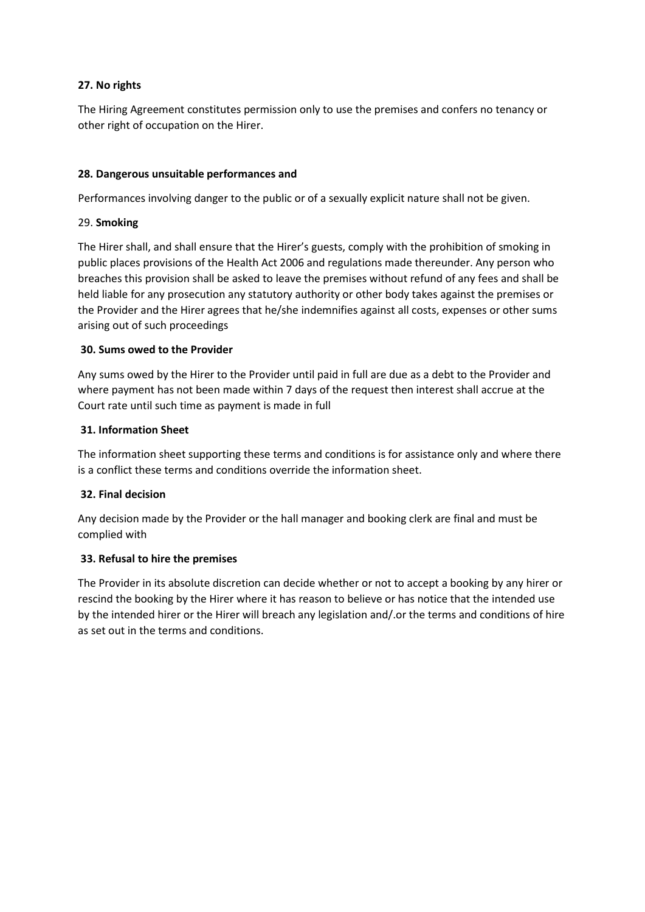**27. No rights**

The Hiring Agreement constitutes permission only to use the premises and confers no tenancy or other right of occupation on the Hirer.

**28. Dangerous unsuitable performances and**

Performances involving danger to the public or of a sexually explicit nature shall not be given.

29. **Smoking**

The Hirer shall, and shall ensure that the Hirer's guests, comply with the prohibition of smoking in public places provisions of the Health Act 2006 and regulations made thereunder. Any person who breaches this provision shall be asked to leave the premises without refund of any fees and shall be held liable for any prosecution any statutory authority or other body takes against the premises or the Provider and the Hirer agrees that he/she indemnifies against all costs, expenses or other sums arising out of such proceedings

**30. Sums owed to the Provider**

Any sums owed by the Hirer to the Provider until paid in full are due as a debt to the Provider and where payment has not been made within 7 days of the request then interest shall accrue at the Court rate until such time as payment is made in full

**31. Information Sheet**

The information sheet supporting these terms and conditions is for assistance only and where there is a conflict these terms and conditions override the information sheet.

**32. Final decision**

Any decision made by the Provider or the hall manager and booking clerk are final and must be complied with

**33. Refusal to hire the premises**

The Provider in its absolute discretion can decide whether or not to accept a booking by any hirer or rescind the booking by the Hirer where it has reason to believe or has notice that the intended use by the intended hirer or the Hirer will breach any legislation and/.or the terms and conditions of hire as set out in the terms and conditions.